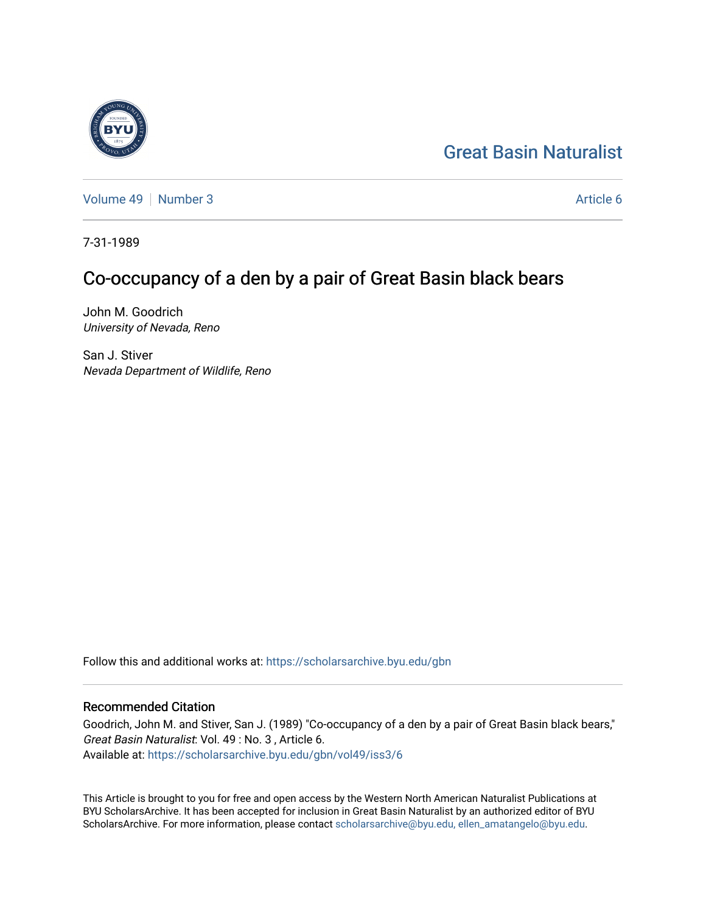Great Basin Naturalist

Volume 49 | Number 3 | Article 6

7-31-1989

# Co-occupancy of a den by a pair of Great Basin black bears

John M. Goodrich
*University of Nevada, Reno*

San J. Stiver
*Nevada Department of Wildlife, Reno*

Follow this and additional works at: https://scholarsarchive.byu.edu/gbn

## Recommended Citation

Goodrich, John M. and Stiver, San J. (1989) "Co-occupancy of a den by a pair of Great Basin black bears," *Great Basin Naturalist*: Vol. 49 : No. 3 , Article 6.
Available at: https://scholarsarchive.byu.edu/gbn/vol49/iss3/6

This Article is brought to you for free and open access by the Western North American Naturalist Publications at BYU ScholarsArchive. It has been accepted for inclusion in Great Basin Naturalist by an authorized editor of BYU ScholarsArchive. For more information, please contact scholarsarchive@byu.edu, ellen_amatangelo@byu.edu.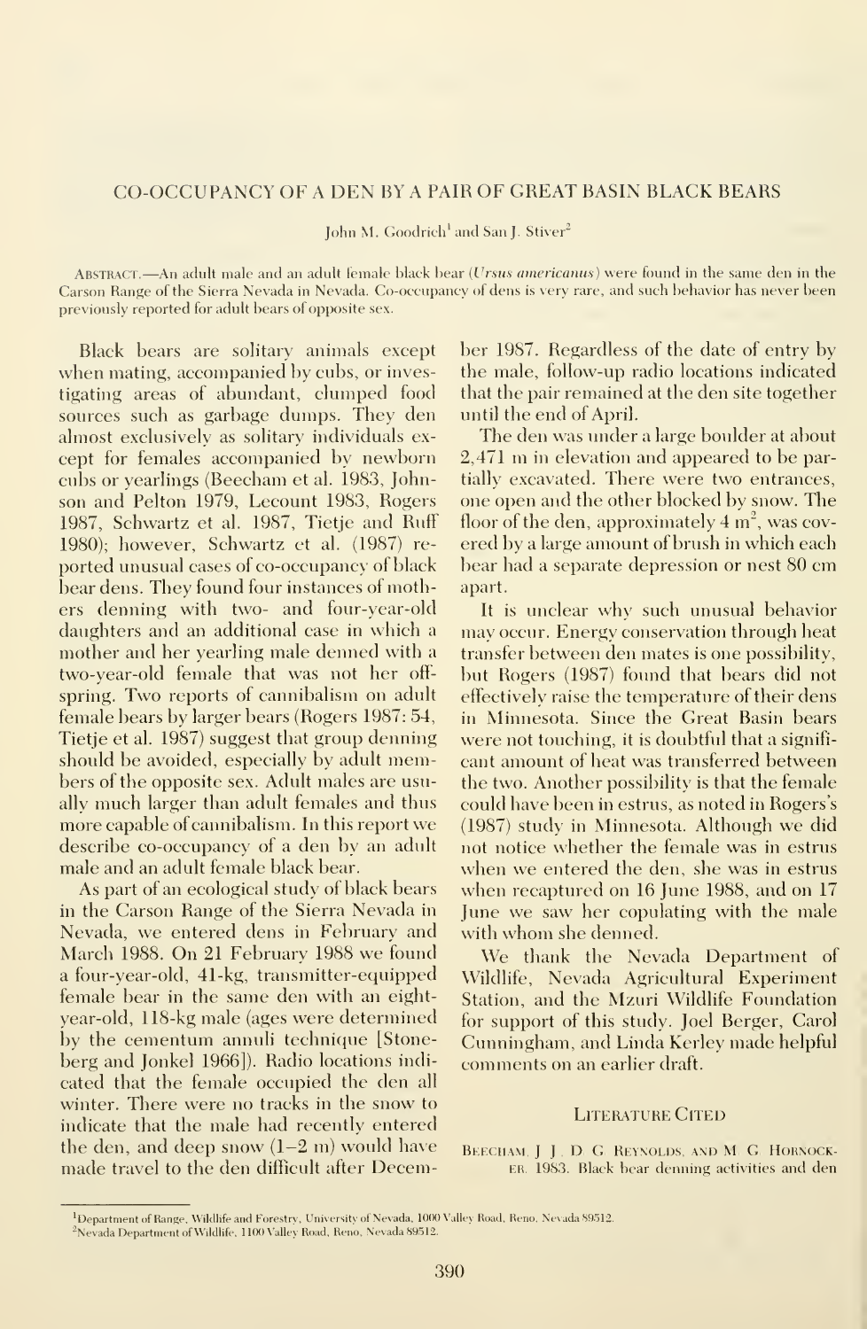# CO-OCCUPANCY OF A DEN BY A PAIR OF GREAT BASIN BLACK BEARS

John M. Goodrich[1] and San J. Stiver[2]

ABSTRACT.—An adult male and an adult female black bear (*Ursus americanus*) were found in the same den in the Carson Range of the Sierra Nevada in Nevada. Co-occupancy of dens is very rare, and such behavior has never been previously reported for adult bears of opposite sex.

Black bears are solitary animals except when mating, accompanied by cubs, or investigating areas of abundant, clumped food sources such as garbage dumps. They den almost exclusively as solitary individuals except for females accompanied by newborn cubs or yearlings (Beecham et al. 1983, Johnson and Pelton 1979, Lecount 1983, Rogers 1987, Schwartz et al. 1987, Tietje and Ruff 1980); however, Schwartz et al. (1987) reported unusual cases of co-occupancy of black bear dens. They found four instances of mothers denning with two- and four-year-old daughters and an additional case in which a mother and her yearling male denned with a two-year-old female that was not her offspring. Two reports of cannibalism on adult female bears by larger bears (Rogers 1987: 54, Tietje et al. 1987) suggest that group denning should be avoided, especially by adult members of the opposite sex. Adult males are usually much larger than adult females and thus more capable of cannibalism. In this report we describe co-occupancy of a den by an adult male and an adult female black bear.

As part of an ecological study of black bears in the Carson Range of the Sierra Nevada in Nevada, we entered dens in February and March 1988. On 21 February 1988 we found a four-year-old, 41-kg, transmitter-equipped female bear in the same den with an eight-year-old, 118-kg male (ages were determined by the cementum annuli technique [Stoneberg and Jonkel 1966]). Radio locations indicated that the female occupied the den all winter. There were no tracks in the snow to indicate that the male had recently entered the den, and deep snow (1–2 m) would have made travel to the den difficult after December 1987. Regardless of the date of entry by the male, follow-up radio locations indicated that the pair remained at the den site together until the end of April.

The den was under a large boulder at about 2,471 m in elevation and appeared to be partially excavated. There were two entrances, one open and the other blocked by snow. The floor of the den, approximately 4 $m^2$, was covered by a large amount of brush in which each bear had a separate depression or nest 80 cm apart.

It is unclear why such unusual behavior may occur. Energy conservation through heat transfer between den mates is one possibility, but Rogers (1987) found that bears did not effectively raise the temperature of their dens in Minnesota. Since the Great Basin bears were not touching, it is doubtful that a significant amount of heat was transferred between the two. Another possibility is that the female could have been in estrus, as noted in Rogers's (1987) study in Minnesota. Although we did not notice whether the female was in estrus when we entered the den, she was in estrus when recaptured on 16 June 1988, and on 17 June we saw her copulating with the male with whom she denned.

We thank the Nevada Department of Wildlife, Nevada Agricultural Experiment Station, and the Mzuri Wildlife Foundation for support of this study. Joel Berger, Carol Cunningham, and Linda Kerley made helpful comments on an earlier draft.

## LITERATURE CITED

BEECHAM, J. J., D. G. REYNOLDS, AND M. G. HORNOCKER. 1983. Black bear denning activities and den

[1]Department of Range, Wildlife and Forestry, University of Nevada, 1000 Valley Road, Reno, Nevada 89512.
[2]Nevada Department of Wildlife, 1100 Valley Road, Reno, Nevada 89512.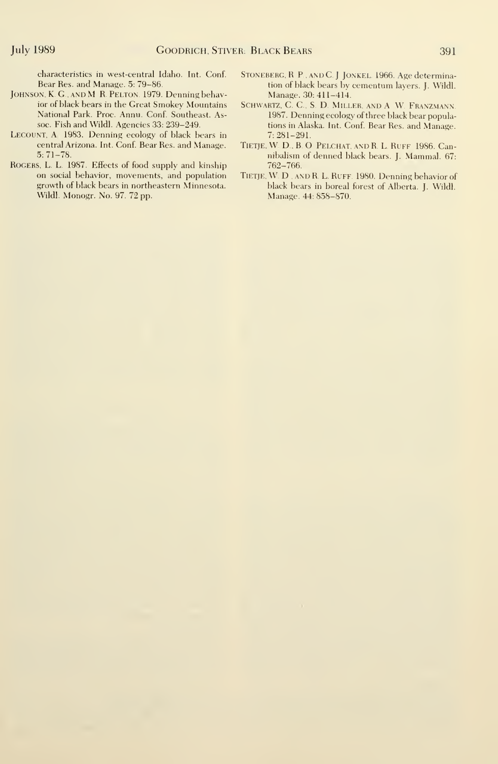characteristics in west-central Idaho. Int. Conf. Bear Res. and Manage. 5: 79–86.

Johnson, K. G., and M. R. Pelton. 1979. Denning behavior of black bears in the Great Smokey Mountains National Park. Proc. Annu. Conf. Southeast. Assoc. Fish and Wildl. Agencies 33: 239–249.

LeCount, A. 1983. Denning ecology of black bears in central Arizona. Int. Conf. Bear Res. and Manage. 5: 71–78.

Rogers, L. L. 1987. Effects of food supply and kinship on social behavior, movements, and population growth of black bears in northeastern Minnesota. Wildl. Monogr. No. 97. 72 pp.

Stoneberg, R. P., and C. J. Jonkel. 1966. Age determination of black bears by cementum layers. J. Wildl. Manage. 30: 411–414.

Schwartz, C. C., S. D. Miller, and A. W. Franzmann. 1987. Denning ecology of three black bear populations in Alaska. Int. Conf. Bear Res. and Manage. 7: 281–291.

Tietje, W. D., B. O. Pelchat, and R. L. Ruff. 1986. Cannibalism of denned black bears. J. Mammal. 67: 762–766.

Tietje, W. D., and R. L. Ruff. 1980. Denning behavior of black bears in boreal forest of Alberta. J. Wildl. Manage. 44: 858–870.